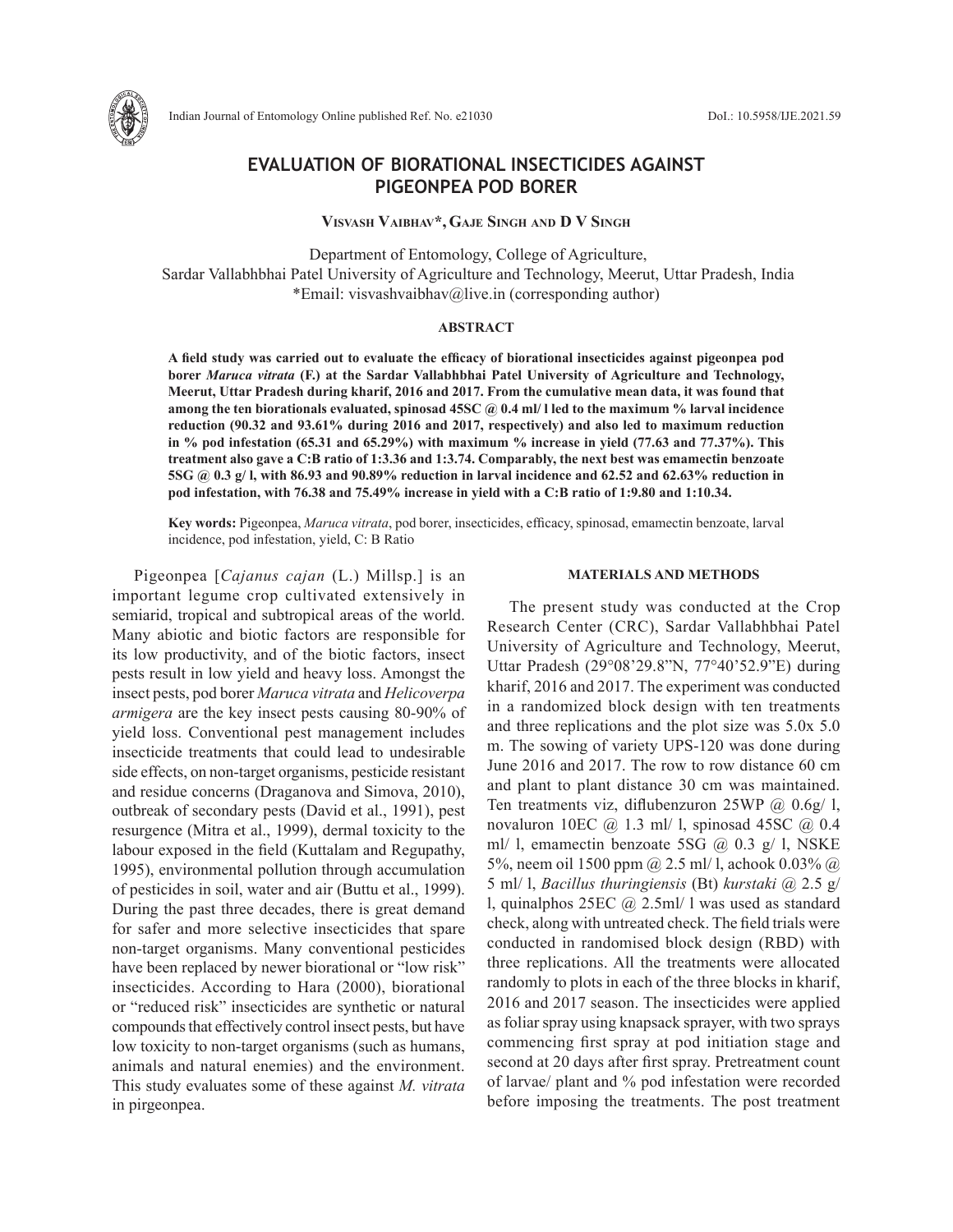# EVALUATION OF BIORATIONAL INSECTICIDES AGAINST PIGEONPEA POD BORER

**Visvash Vaibhav*, Gaje Singh and D V Singh**

Department of Entomology, College of Agriculture,
Sardar Vallabhbhai Patel University of Agriculture and Technology, Meerut, Uttar Pradesh, India
*Email: visvashvaibhav@live.in (corresponding author)

## ABSTRACT

**A field study was carried out to evaluate the efficacy of biorational insecticides against pigeonpea pod borer *Maruca vitrata* (F.) at the Sardar Vallabhbhai Patel University of Agriculture and Technology, Meerut, Uttar Pradesh during kharif, 2016 and 2017. From the cumulative mean data, it was found that among the ten biorationals evaluated, spinosad 45SC @ 0.4 ml/ l led to the maximum % larval incidence reduction (90.32 and 93.61% during 2016 and 2017, respectively) and also led to maximum reduction in % pod infestation (65.31 and 65.29%) with maximum % increase in yield (77.63 and 77.37%). This treatment also gave a C:B ratio of 1:3.36 and 1:3.74. Comparably, the next best was emamectin benzoate 5SG @ 0.3 g/ l, with 86.93 and 90.89% reduction in larval incidence and 62.52 and 62.63% reduction in pod infestation, with 76.38 and 75.49% increase in yield with a C:B ratio of 1:9.80 and 1:10.34.**

**Key words:** Pigeonpea, *Maruca vitrata*, pod borer, insecticides, efficacy, spinosad, emamectin benzoate, larval incidence, pod infestation, yield, C: B Ratio

Pigeonpea [*Cajanus cajan* (L.) Millsp.] is an important legume crop cultivated extensively in semiarid, tropical and subtropical areas of the world. Many abiotic and biotic factors are responsible for its low productivity, and of the biotic factors, insect pests result in low yield and heavy loss. Amongst the insect pests, pod borer *Maruca vitrata* and *Helicoverpa armigera* are the key insect pests causing 80-90% of yield loss. Conventional pest management includes insecticide treatments that could lead to undesirable side effects, on non-target organisms, pesticide resistant and residue concerns (Draganova and Simova, 2010), outbreak of secondary pests (David et al., 1991), pest resurgence (Mitra et al., 1999), dermal toxicity to the labour exposed in the field (Kuttalam and Regupathy, 1995), environmental pollution through accumulation of pesticides in soil, water and air (Buttu et al., 1999). During the past three decades, there is great demand for safer and more selective insecticides that spare non-target organisms. Many conventional pesticides have been replaced by newer biorational or "low risk" insecticides. According to Hara (2000), biorational or "reduced risk" insecticides are synthetic or natural compounds that effectively control insect pests, but have low toxicity to non-target organisms (such as humans, animals and natural enemies) and the environment. This study evaluates some of these against *M. vitrata* in pirgeonpea.

## MATERIALS AND METHODS

The present study was conducted at the Crop Research Center (CRC), Sardar Vallabhbhai Patel University of Agriculture and Technology, Meerut, Uttar Pradesh (29°08'29.8"N, 77°40'52.9"E) during kharif, 2016 and 2017. The experiment was conducted in a randomized block design with ten treatments and three replications and the plot size was 5.0x 5.0 m. The sowing of variety UPS-120 was done during June 2016 and 2017. The row to row distance 60 cm and plant to plant distance 30 cm was maintained. Ten treatments viz, diflubenzuron 25WP @ 0.6g/ l, novaluron 10EC @ 1.3 ml/ l, spinosad 45SC @ 0.4 ml/ l, emamectin benzoate 5SG @ 0.3 g/ l, NSKE 5%, neem oil 1500 ppm @ 2.5 ml/ l, achook 0.03% @ 5 ml/ l, *Bacillus thuringiensis* (Bt) *kurstaki* @ 2.5 g/ l, quinalphos 25EC @ 2.5ml/ l was used as standard check, along with untreated check. The field trials were conducted in randomised block design (RBD) with three replications. All the treatments were allocated randomly to plots in each of the three blocks in kharif, 2016 and 2017 season. The insecticides were applied as foliar spray using knapsack sprayer, with two sprays commencing first spray at pod initiation stage and second at 20 days after first spray. Pretreatment count of larvae/ plant and % pod infestation were recorded before imposing the treatments. The post treatment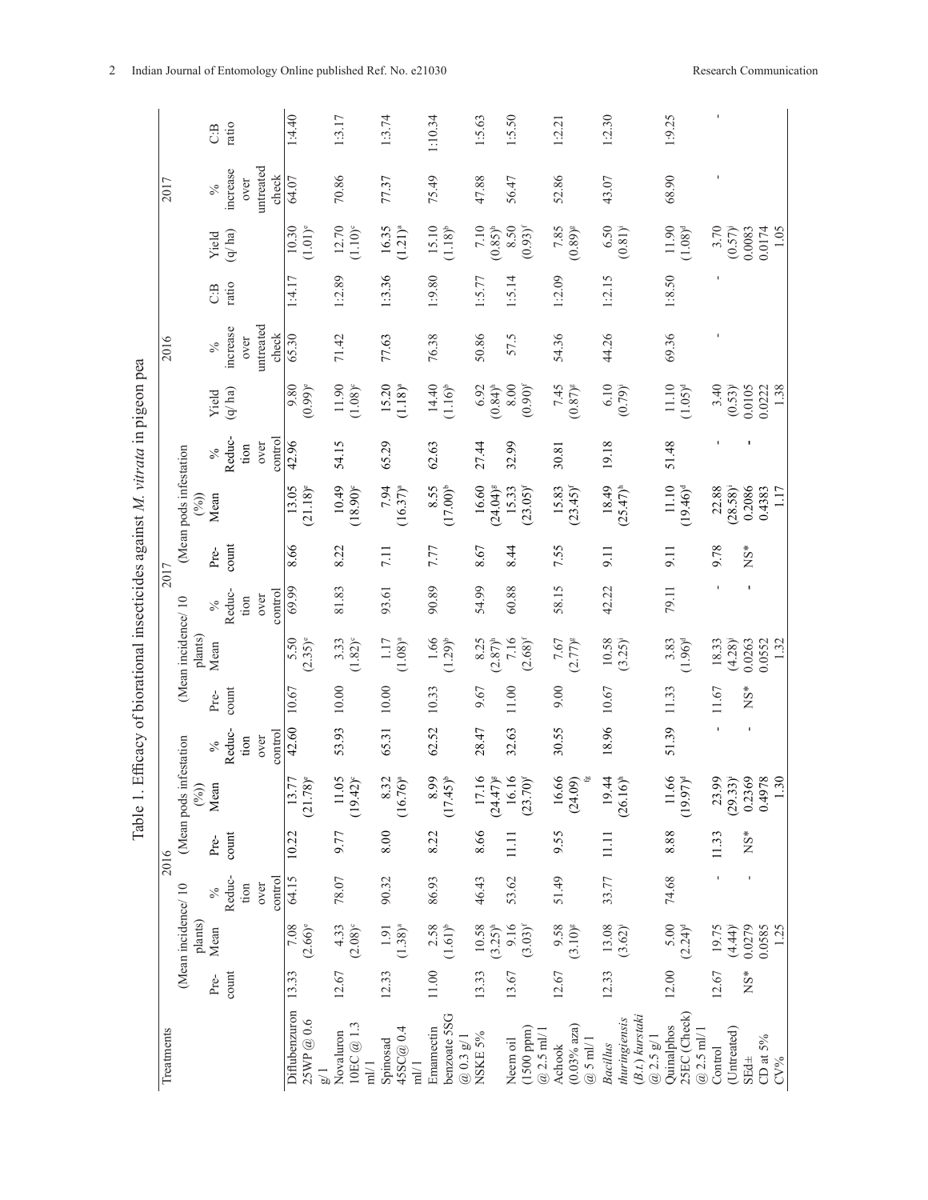Table 1. Efficacy of biorational insecticides against *M. vitrata* in pigeon pea

| Treatments | 2016 | | | | | | | | | | 2017 | | | | | | | | | |
|---|---|---|---|---|---|---|---|---|---|---|---|---|---|---|---|---|---|---|---|---|
| | (Mean incidence/ 10 plants) | | | (Mean pods infestation (%)) | | | | | | | (Mean incidence/ 10 plants) | | | (Mean pods infestation (%)) | | | | | | |
| | Pre-count | Mean | % Reduction over control | Pre-count | Mean | % Reduction over control | Yield (q/ ha) | % increase over untreated check | C:B ratio | | Pre-count | Mean | % Reduction over control | Pre-count | Mean | % Reduction over control | Yield (q/ ha) | % increase over untreated check | C:B ratio | |
| Diflubenzuron 25WP @ 0.6 g/ l | 13.33 | 7.08 (2.66)[e] | 64.15 | 10.22 | 13.77 (21.78)[e] | 42.60 | 9.80 (0.99)[e] | 65.30 | 1:4.17 | | 10.67 | 5.50 (2.35)[e] | 69.99 | 8.66 | 13.05 (21.18)[e] | 42.96 | 10.30 (1.01)[e] | 64.07 | 1:4.40 | |
| Novaluron 10EC @ 1.3 ml/ l | 12.67 | 4.33 (2.08)[c] | 78.07 | 9.77 | 11.05 (19.42)[c] | 53.93 | 11.90 (1.08)[c] | 71.42 | 1:2.89 | | 10.00 | 3.33 (1.82)[c] | 81.83 | 8.22 | 10.49 (18.90)[c] | 54.15 | 12.70 (1.10)[c] | 70.86 | 1:3.17 | |
| Spinosad 45SC@ 0.4 ml/ l | 12.33 | 1.91 (1.38)[a] | 90.32 | 8.00 | 8.32 (16.76)[a] | 65.31 | 15.20 (1.18)[a] | 77.63 | 1:3.36 | | 10.00 | 1.17 (1.08)[a] | 93.61 | 7.11 | 7.94 (16.37)[a] | 65.29 | 16.35 (1.21)[a] | 77.37 | 1:3.74 | |
| Emamectin benzoate 5SG @ 0.3 g/ l | 11.00 | 2.58 (1.61)[b] | 86.93 | 8.22 | 8.99 (17.45)[b] | 62.52 | 14.40 (1.16)[b] | 76.38 | 1:9.80 | | 10.33 | 1.66 (1.29)[b] | 90.89 | 7.77 | 8.55 (17.00)[b] | 62.63 | 15.10 (1.18)[b] | 75.49 | 1:10.34 | |
| NSKE 5% | 13.33 | 10.58 (3.25)[h] | 46.43 | 8.66 | 17.16 (24.47)[g] | 28.47 | 6.92 (0.84)[h] | 50.86 | 1:5.77 | | 9.67 | 8.25 (2.87)[h] | 54.99 | 8.67 | 16.60 (24.04)[g] | 27.44 | 7.10 (0.85)[h] | 47.88 | 1:5.63 | |
| Neem oil (1500 ppm) @ 2.5 ml/ l | 13.67 | 9.16 (3.03)[f] | 53.62 | 11.11 | 16.16 (23.70)[f] | 32.63 | 8.00 (0.90)[f] | 57.5 | 1:5.14 | | 11.00 | 7.16 (2.68)[f] | 60.88 | 8.44 | 15.33 (23.05)[f] | 32.99 | 8.50 (0.93)[f] | 56.47 | 1:5.50 | |
| Achook (0.03% aza) @ 5 ml/ l | 12.67 | 9.58 (3.10)[g] | 51.49 | 9.55 | 16.66 (24.09)[fg] | 30.55 | 7.45 (0.87)[g] | 54.36 | 1:2.09 | | 9.00 | 7.67 (2.77)[g] | 58.15 | 7.55 | 15.83 (23.45)[f] | 30.81 | 7.85 (0.89)[g] | 52.86 | 1:2.21 | |
| *Bacillus thuringiensis* (*B.t.*) *kurstaki* @ 2.5 g/ l | 12.33 | 13.08 (3.62)[i] | 33.77 | 11.11 | 19.44 (26.16)[h] | 18.96 | 6.10 (0.79)[i] | 44.26 | 1:2.15 | | 10.67 | 10.58 (3.25)[i] | 42.22 | 9.11 | 18.49 (25.47)[h] | 19.18 | 6.50 (0.81)[i] | 43.07 | 1:2.30 | |
| Quinalphos 25EC (Check) @ 2.5 ml/ l | 12.00 | 5.00 (2.24)[d] | 74.68 | 8.88 | 11.66 (19.97)[d] | 51.39 | 11.10 (1.05)[d] | 69.36 | 1:8.50 | | 11.33 | 3.83 (1.96)[d] | 79.11 | 9.11 | 11.10 (19.46)[d] | 51.48 | 11.90 (1.08)[d] | 68.90 | 1:9.25 | |
| Control (Untreated) | 12.67 | 19.75 (4.44)[j] | - | 11.33 | 23.99 (29.33)[i] | - | 3.40 (0.53)[j] | - | - | | 11.67 | 18.33 (4.28)[j] | - | 9.78 | 22.88 (28.58)[i] | - | 3.70 (0.57)[j] | - | - | |
| SEd± | NS* | 0.0279 | - | NS* | 0.2369 | - | 0.0105 | | | | NS* | 0.0263 | - | NS* | 0.2086 | - | 0.0083 | | | |
| CD at 5% | | 0.0585 | | | 0.4978 | | 0.0222 | | | | | 0.0552 | | | 0.4383 | | 0.0174 | | | |
| CV% | | 1.25 | | | 1.30 | | 1.38 | | | | | 1.32 | | | 1.17 | | 1.05 | | | |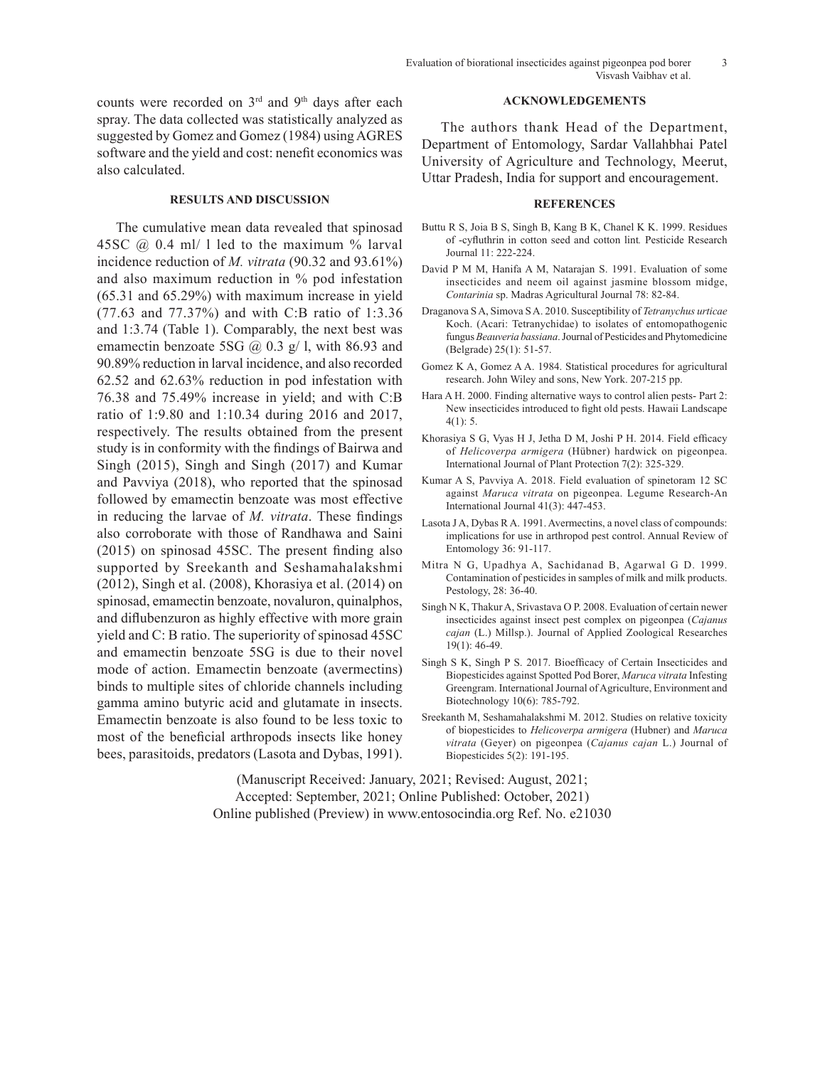counts were recorded on 3rd and 9th days after each spray. The data collected was statistically analyzed as suggested by Gomez and Gomez (1984) using AGRES software and the yield and cost: nenefit economics was also calculated.

## RESULTS AND DISCUSSION

The cumulative mean data revealed that spinosad 45SC @ 0.4 ml/ l led to the maximum % larval incidence reduction of *M. vitrata* (90.32 and 93.61%) and also maximum reduction in % pod infestation (65.31 and 65.29%) with maximum increase in yield (77.63 and 77.37%) and with C:B ratio of 1:3.36 and 1:3.74 (Table 1). Comparably, the next best was emamectin benzoate 5SG @ 0.3 g/ l, with 86.93 and 90.89% reduction in larval incidence, and also recorded 62.52 and 62.63% reduction in pod infestation with 76.38 and 75.49% increase in yield; and with C:B ratio of 1:9.80 and 1:10.34 during 2016 and 2017, respectively. The results obtained from the present study is in conformity with the findings of Bairwa and Singh (2015), Singh and Singh (2017) and Kumar and Pavviya (2018), who reported that the spinosad followed by emamectin benzoate was most effective in reducing the larvae of *M. vitrata*. These findings also corroborate with those of Randhawa and Saini (2015) on spinosad 45SC. The present finding also supported by Sreekanth and Seshamahalakshmi (2012), Singh et al. (2008), Khorasiya et al. (2014) on spinosad, emamectin benzoate, novaluron, quinalphos, and diflubenzuron as highly effective with more grain yield and C: B ratio. The superiority of spinosad 45SC and emamectin benzoate 5SG is due to their novel mode of action. Emamectin benzoate (avermectins) binds to multiple sites of chloride channels including gamma amino butyric acid and glutamate in insects. Emamectin benzoate is also found to be less toxic to most of the beneficial arthropods insects like honey bees, parasitoids, predators (Lasota and Dybas, 1991).

## ACKNOWLEDGEMENTS

The authors thank Head of the Department, Department of Entomology, Sardar Vallahbhai Patel University of Agriculture and Technology, Meerut, Uttar Pradesh, India for support and encouragement.

## REFERENCES

Buttu R S, Joia B S, Singh B, Kang B K, Chanel K K. 1999. Residues of -cyfluthrin in cotton seed and cotton lint. Pesticide Research Journal 11: 222-224.

David P M M, Hanifa A M, Natarajan S. 1991. Evaluation of some insecticides and neem oil against jasmine blossom midge, *Contarinia* sp. Madras Agricultural Journal 78: 82-84.

Draganova S A, Simova S A. 2010. Susceptibility of *Tetranychus urticae* Koch. (Acari: Tetranychidae) to isolates of entomopathogenic fungus *Beauveria bassiana*. Journal of Pesticides and Phytomedicine (Belgrade) 25(1): 51-57.

Gomez K A, Gomez A A. 1984. Statistical procedures for agricultural research. John Wiley and sons, New York. 207-215 pp.

Hara A H. 2000. Finding alternative ways to control alien pests- Part 2: New insecticides introduced to fight old pests. Hawaii Landscape 4(1): 5.

Khorasiya S G, Vyas H J, Jetha D M, Joshi P H. 2014. Field efficacy of *Helicoverpa armigera* (Hübner) hardwick on pigeonpea. International Journal of Plant Protection 7(2): 325-329.

Kumar A S, Pavviya A. 2018. Field evaluation of spinetoram 12 SC against *Maruca vitrata* on pigeonpea. Legume Research-An International Journal 41(3): 447-453.

Lasota J A, Dybas R A. 1991. Avermectins, a novel class of compounds: implications for use in arthropod pest control. Annual Review of Entomology 36: 91-117.

Mitra N G, Upadhya A, Sachidanad B, Agarwal G D. 1999. Contamination of pesticides in samples of milk and milk products. Pestology, 28: 36-40.

Singh N K, Thakur A, Srivastava O P. 2008. Evaluation of certain newer insecticides against insect pest complex on pigeonpea (*Cajanus cajan* (L.) Millsp.). Journal of Applied Zoological Researches 19(1): 46-49.

Singh S K, Singh P S. 2017. Bioefficacy of Certain Insecticides and Biopesticides against Spotted Pod Borer, *Maruca vitrata* Infesting Greengram. International Journal of Agriculture, Environment and Biotechnology 10(6): 785-792.

Sreekanth M, Seshamahalakshmi M. 2012. Studies on relative toxicity of biopesticides to *Helicoverpa armigera* (Hubner) and *Maruca vitrata* (Geyer) on pigeonpea (*Cajanus cajan* L.) Journal of Biopesticides 5(2): 191-195.

(Manuscript Received: January, 2021; Revised: August, 2021;
Accepted: September, 2021; Online Published: October, 2021)
Online published (Preview) in www.entosocindia.org Ref. No. e21030